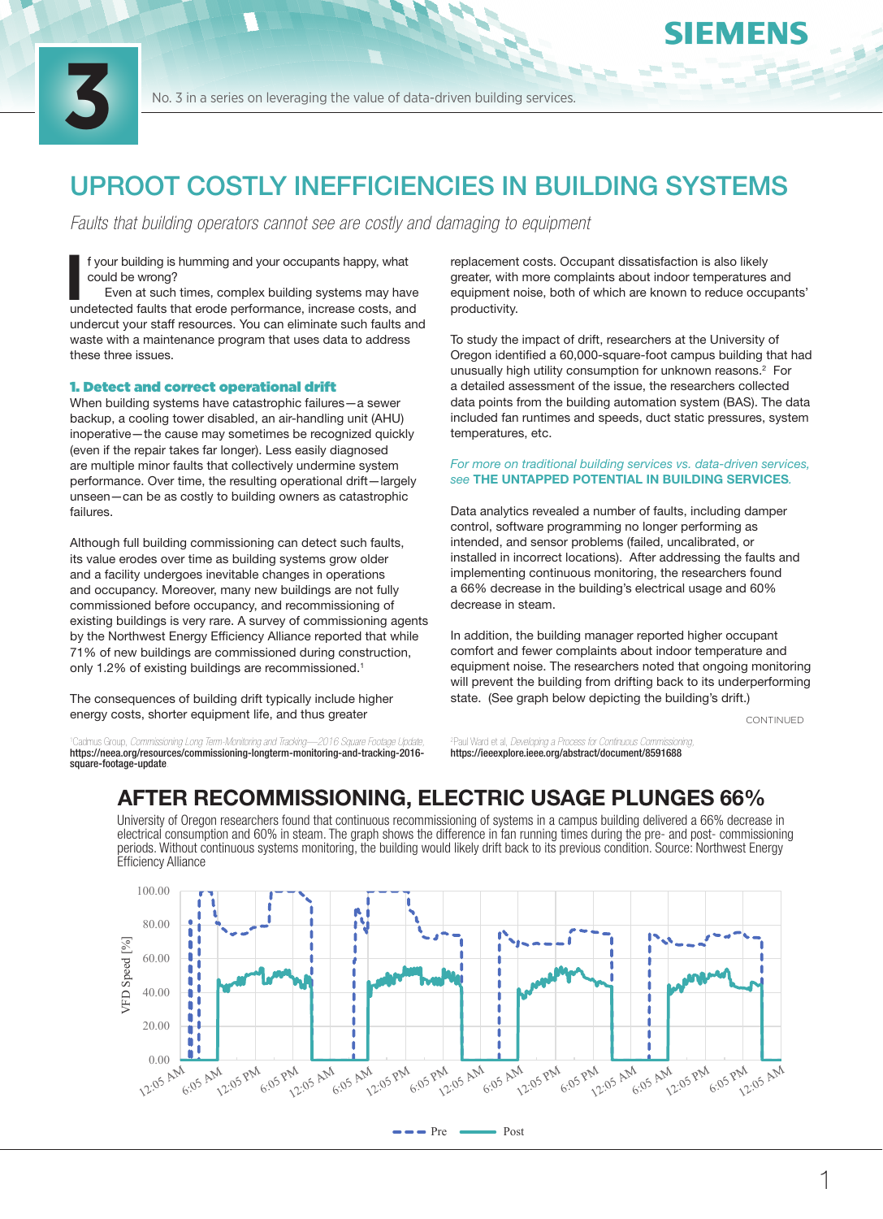No. 3 in a series on leveraging the value of data-driven building services.

# UPROOT COSTLY INEFFICIENCIES IN BUILDING SYSTEMS

*Faults that building operators cannot see are costly and damaging to equipment*

If your building is humming and your occupants happy, what could be wrong?

Even at such times, complex building systems may have undetected faults that erode performance, increase costs, and undercut your staff resources. You can eliminate such faults and waste with a maintenance program that uses data to address these three issues.

### 1. Detect and correct operational drift

When building systems have catastrophic failures—a sewer backup, a cooling tower disabled, an air-handling unit (AHU) inoperative—the cause may sometimes be recognized quickly (even if the repair takes far longer). Less easily diagnosed are multiple minor faults that collectively undermine system performance. Over time, the resulting operational drift—largely unseen—can be as costly to building owners as catastrophic failures.

Although full building commissioning can detect such faults, its value erodes over time as building systems grow older and a facility undergoes inevitable changes in operations and occupancy. Moreover, many new buildings are not fully commissioned before occupancy, and recommissioning of existing buildings is very rare. A survey of commissioning agents by the Northwest Energy Efficiency Alliance reported that while 71% of new buildings are commissioned during construction, only 1.2% of existing buildings are recommissioned.[1]

The consequences of building drift typically include higher energy costs, shorter equipment life, and thus greater replacement costs. Occupant dissatisfaction is also likely greater, with more complaints about indoor temperatures and equipment noise, both of which are known to reduce occupants' productivity.

To study the impact of drift, researchers at the University of Oregon identified a 60,000-square-foot campus building that had unusually high utility consumption for unknown reasons.[2] For a detailed assessment of the issue, the researchers collected data points from the building automation system (BAS). The data included fan runtimes and speeds, duct static pressures, system temperatures, etc.

*For more on traditional building services vs. data-driven services, see* **THE UNTAPPED POTENTIAL IN BUILDING SERVICES**.

Data analytics revealed a number of faults, including damper control, software programming no longer performing as intended, and sensor problems (failed, uncalibrated, or installed in incorrect locations). After addressing the faults and implementing continuous monitoring, the researchers found a 66% decrease in the building's electrical usage and 60% decrease in steam.

In addition, the building manager reported higher occupant comfort and fewer complaints about indoor temperature and equipment noise. The researchers noted that ongoing monitoring will prevent the building from drifting back to its underperforming state. (See graph below depicting the building's drift.)

CONTINUED

[1]Cadmus Group, *Commissioning Long Term-Monitoring and Tracking—2016 Square Footage Update*, https://neea.org/resources/commissioning-longterm-monitoring-and-tracking-2016-square-footage-update

[2]Paul Ward et al, *Developing a Process for Continuous Commissioning*, https://ieeexplore.ieee.org/abstract/document/8591688

## AFTER RECOMMISSIONING, ELECTRIC USAGE PLUNGES 66%

University of Oregon researchers found that continuous recommissioning of systems in a campus building delivered a 66% decrease in electrical consumption and 60% in steam. The graph shows the difference in fan running times during the pre- and post- commissioning periods. Without continuous systems monitoring, the building would likely drift back to its previous condition. Source: Northwest Energy Efficiency Alliance

VFD Speed [%]

100.00
80.00
60.00
40.00
20.00
0.00

12:05 AM, 6:05 AM, 12:05 PM, 6:05 PM, 12:05 AM, 6:05 AM, 12:05 PM, 6:05 PM, 12:05 AM, 6:05 AM, 12:05 PM, 6:05 PM, 12:05 AM, 6:05 AM, 12:05 PM, 6:05 PM, 12:05 AM

Pre
Post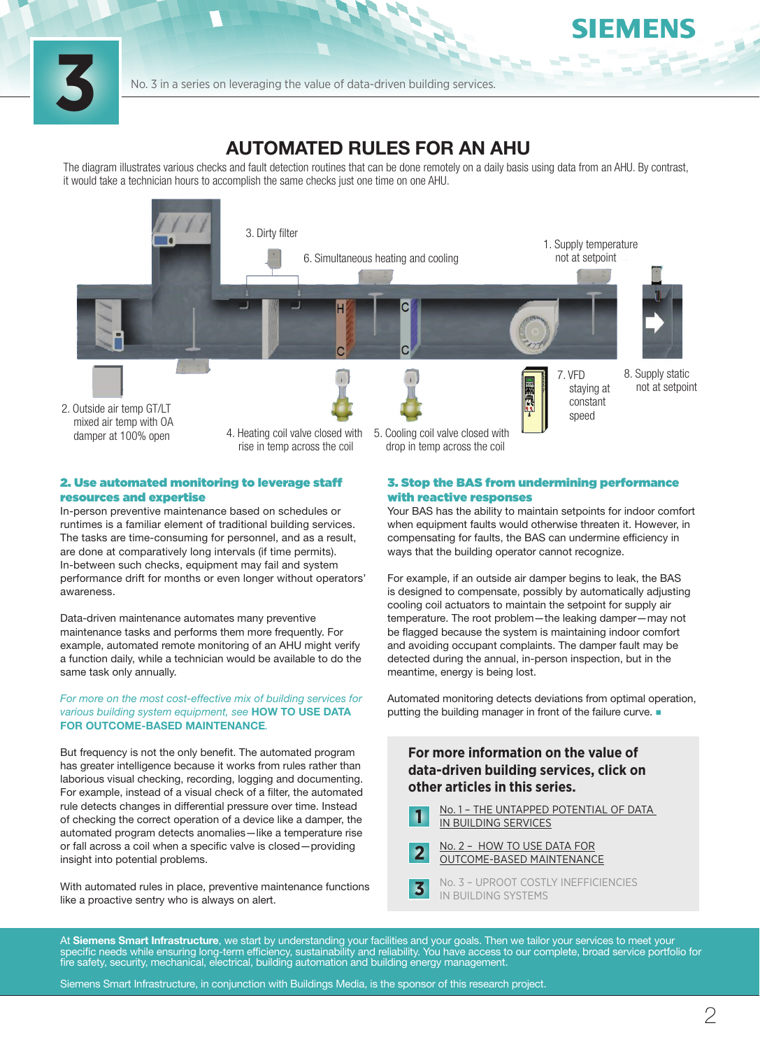No. 3 in a series on leveraging the value of data-driven building services.

# AUTOMATED RULES FOR AN AHU

The diagram illustrates various checks and fault detection routines that can be done remotely on a daily basis using data from an AHU. By contrast, it would take a technician hours to accomplish the same checks just one time on one AHU.

1. Supply temperature not at setpoint
2. Outside air temp GT/LT mixed air temp with OA damper at 100% open
3. Dirty filter
4. Heating coil valve closed with rise in temp across the coil
5. Cooling coil valve closed with drop in temp across the coil
6. Simultaneous heating and cooling
7. VFD staying at constant speed
8. Supply static not at setpoint

## 2. Use automated monitoring to leverage staff resources and expertise

In-person preventive maintenance based on schedules or runtimes is a familiar element of traditional building services. The tasks are time-consuming for personnel, and as a result, are done at comparatively long intervals (if time permits). In-between such checks, equipment may fail and system performance drift for months or even longer without operators' awareness.

Data-driven maintenance automates many preventive maintenance tasks and performs them more frequently. For example, automated remote monitoring of an AHU might verify a function daily, while a technician would be available to do the same task only annually.

*For more on the most cost-effective mix of building services for various building system equipment, see* **HOW TO USE DATA FOR OUTCOME-BASED MAINTENANCE**.

But frequency is not the only benefit. The automated program has greater intelligence because it works from rules rather than laborious visual checking, recording, logging and documenting. For example, instead of a visual check of a filter, the automated rule detects changes in differential pressure over time. Instead of checking the correct operation of a device like a damper, the automated program detects anomalies—like a temperature rise or fall across a coil when a specific valve is closed—providing insight into potential problems.

With automated rules in place, preventive maintenance functions like a proactive sentry who is always on alert.

## 3. Stop the BAS from undermining performance with reactive responses

Your BAS has the ability to maintain setpoints for indoor comfort when equipment faults would otherwise threaten it. However, in compensating for faults, the BAS can undermine efficiency in ways that the building operator cannot recognize.

For example, if an outside air damper begins to leak, the BAS is designed to compensate, possibly by automatically adjusting cooling coil actuators to maintain the setpoint for supply air temperature. The root problem—the leaking damper—may not be flagged because the system is maintaining indoor comfort and avoiding occupant complaints. The damper fault may be detected during the annual, in-person inspection, but in the meantime, energy is being lost.

Automated monitoring detects deviations from optimal operation, putting the building manager in front of the failure curve. ■

### For more information on the value of data-driven building services, click on other articles in this series.

1. No. 1 – THE UNTAPPED POTENTIAL OF DATA IN BUILDING SERVICES
2. No. 2 – HOW TO USE DATA FOR OUTCOME-BASED MAINTENANCE
3. No. 3 – UPROOT COSTLY INEFFICIENCIES IN BUILDING SYSTEMS

At **Siemens Smart Infrastructure**, we start by understanding your facilities and your goals. Then we tailor your services to meet your specific needs while ensuring long-term efficiency, sustainability and reliability. You have access to our complete, broad service portfolio for fire safety, security, mechanical, electrical, building automation and building energy management.

Siemens Smart Infrastructure, in conjunction with Buildings Media, is the sponsor of this research project.